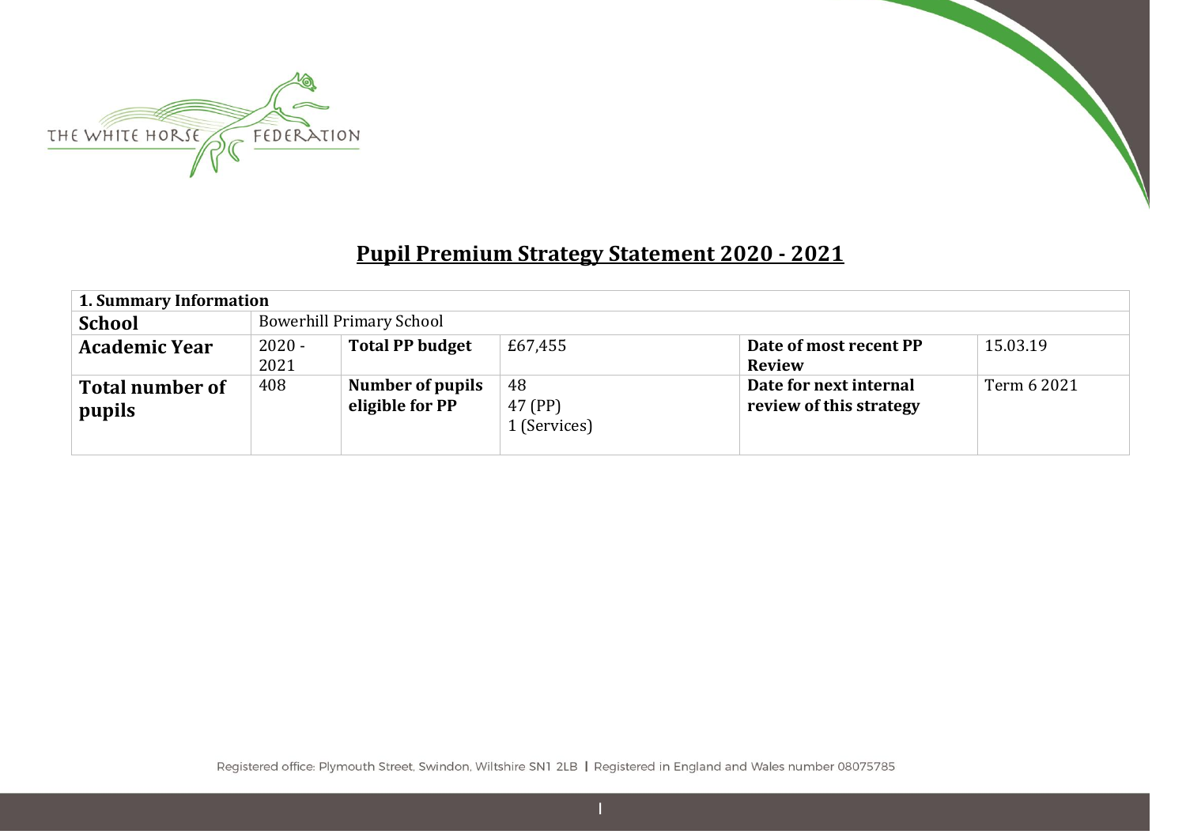# Pupil Premium Strategy Statement 2020 - 2021

| **1. Summary Information** | | | | | |
|---|---|---|---|---|---|
| **School** | Bowerhill Primary School | | | | |
| **Academic Year** | 2020 - 2021 | **Total PP budget** | £67,455 | **Date of most recent PP Review** | 15.03.19 |
| **Total number of pupils** | 408 | **Number of pupils eligible for PP** | 48<br>47 (PP)<br>1 (Services) | **Date for next internal review of this strategy** | Term 6 2021 |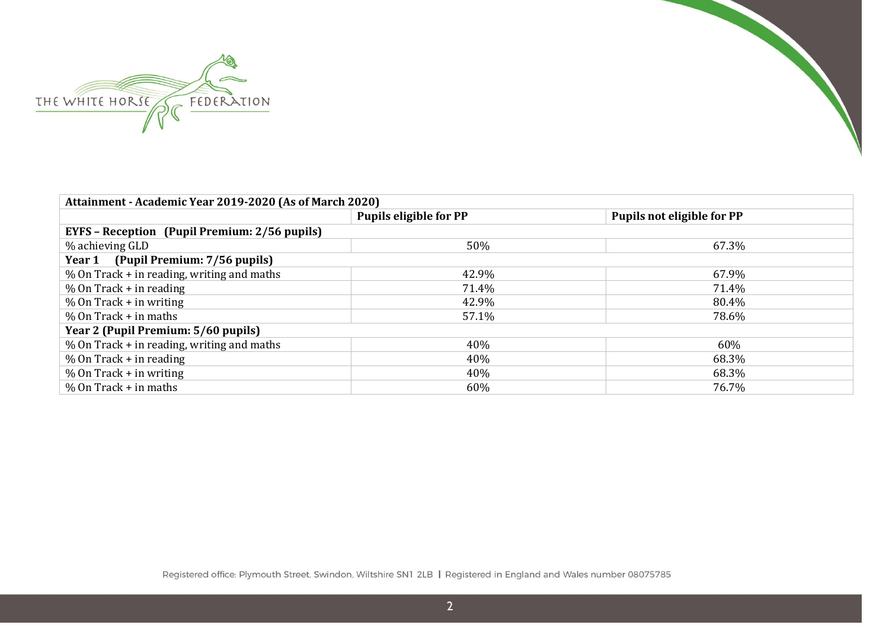| Attainment - Academic Year 2019-2020 (As of March 2020) | | |
|---|---|---|
| | **Pupils eligible for PP** | **Pupils not eligible for PP** |
| **EYFS – Reception (Pupil Premium: 2/56 pupils)** | | |
| % achieving GLD | 50% | 67.3% |
| **Year 1 (Pupil Premium: 7/56 pupils)** | | |
| % On Track + in reading, writing and maths | 42.9% | 67.9% |
| % On Track + in reading | 71.4% | 71.4% |
| % On Track + in writing | 42.9% | 80.4% |
| % On Track + in maths | 57.1% | 78.6% |
| **Year 2 (Pupil Premium: 5/60 pupils)** | | |
| % On Track + in reading, writing and maths | 40% | 60% |
| % On Track + in reading | 40% | 68.3% |
| % On Track + in writing | 40% | 68.3% |
| % On Track + in maths | 60% | 76.7% |

Registered office: Plymouth Street, Swindon, Wiltshire SN1 2LB | Registered in England and Wales number 08075785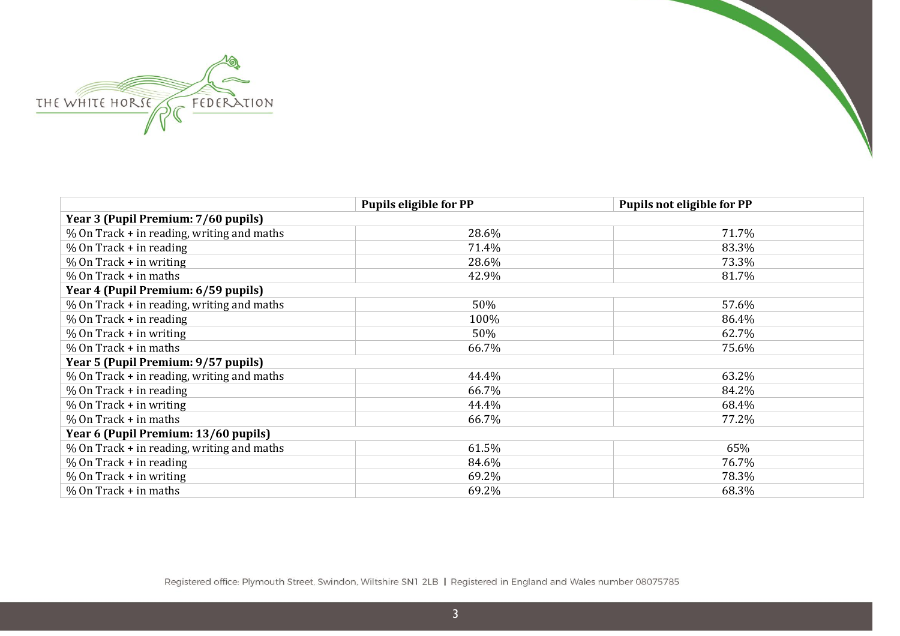| | Pupils eligible for PP | Pupils not eligible for PP |
|---|---|---|
| **Year 3 (Pupil Premium: 7/60 pupils)** | | |
| % On Track + in reading, writing and maths | 28.6% | 71.7% |
| % On Track + in reading | 71.4% | 83.3% |
| % On Track + in writing | 28.6% | 73.3% |
| % On Track + in maths | 42.9% | 81.7% |
| **Year 4 (Pupil Premium: 6/59 pupils)** | | |
| % On Track + in reading, writing and maths | 50% | 57.6% |
| % On Track + in reading | 100% | 86.4% |
| % On Track + in writing | 50% | 62.7% |
| % On Track + in maths | 66.7% | 75.6% |
| **Year 5 (Pupil Premium: 9/57 pupils)** | | |
| % On Track + in reading, writing and maths | 44.4% | 63.2% |
| % On Track + in reading | 66.7% | 84.2% |
| % On Track + in writing | 44.4% | 68.4% |
| % On Track + in maths | 66.7% | 77.2% |
| **Year 6 (Pupil Premium: 13/60 pupils)** | | |
| % On Track + in reading, writing and maths | 61.5% | 65% |
| % On Track + in reading | 84.6% | 76.7% |
| % On Track + in writing | 69.2% | 78.3% |
| % On Track + in maths | 69.2% | 68.3% |

Registered office: Plymouth Street, Swindon, Wiltshire SN1 2LB | Registered in England and Wales number 08075785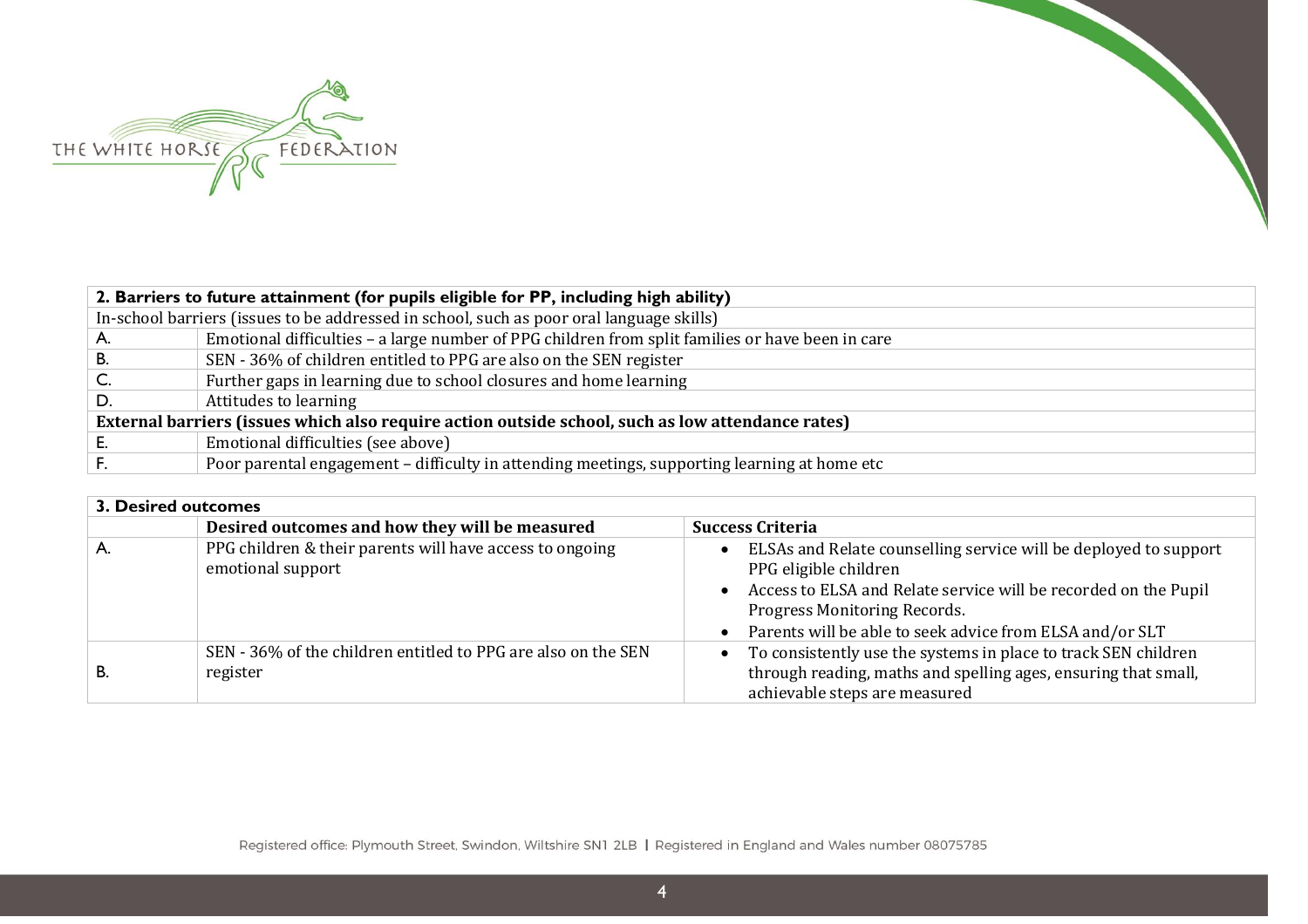| 2. Barriers to future attainment (for pupils eligible for PP, including high ability) | |
|---|---|
| In-school barriers (issues to be addressed in school, such as poor oral language skills) | |
| A. | Emotional difficulties – a large number of PPG children from split families or have been in care |
| B. | SEN - 36% of children entitled to PPG are also on the SEN register |
| C. | Further gaps in learning due to school closures and home learning |
| D. | Attitudes to learning |
| **External barriers (issues which also require action outside school, such as low attendance rates)** | |
| E. | Emotional difficulties (see above) |
| F. | Poor parental engagement – difficulty in attending meetings, supporting learning at home etc |

| 3. Desired outcomes | | |
|---|---|---|
| | **Desired outcomes and how they will be measured** | **Success Criteria** |
| A. | PPG children & their parents will have access to ongoing emotional support | • ELSAs and Relate counselling service will be deployed to support PPG eligible children<br>• Access to ELSA and Relate service will be recorded on the Pupil Progress Monitoring Records.<br>• Parents will be able to seek advice from ELSA and/or SLT |
| B. | SEN - 36% of the children entitled to PPG are also on the SEN register | • To consistently use the systems in place to track SEN children through reading, maths and spelling ages, ensuring that small, achievable steps are measured |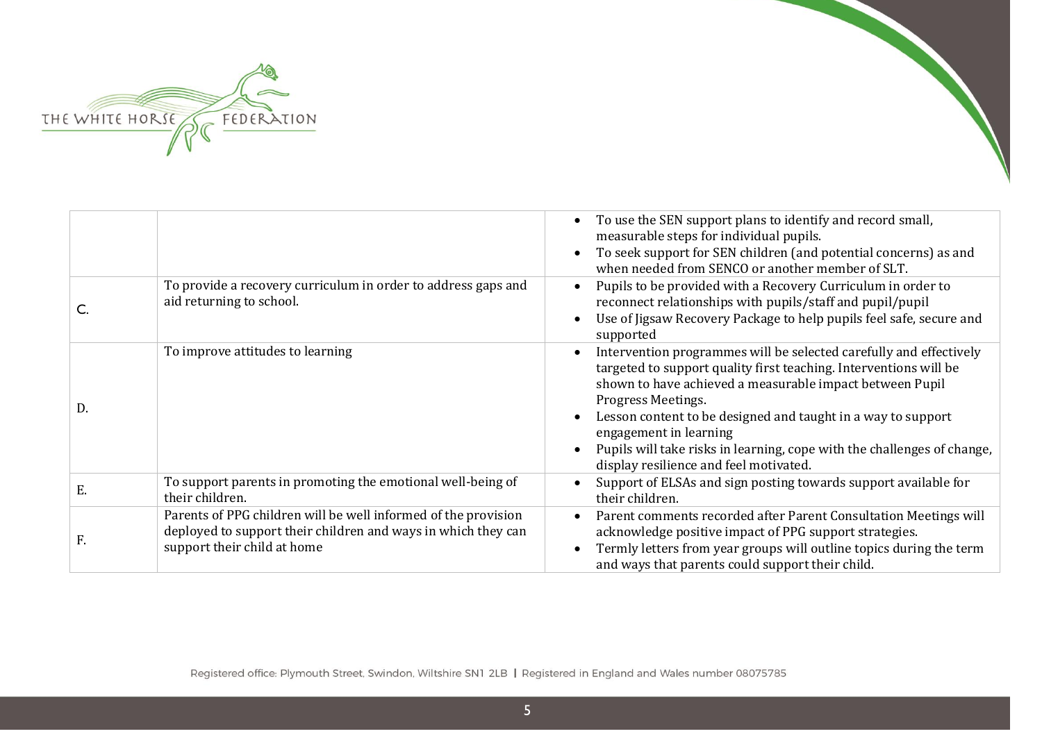| | | |
|---|---|---|
| | | • To use the SEN support plans to identify and record small, measurable steps for individual pupils.<br>• To seek support for SEN children (and potential concerns) as and when needed from SENCO or another member of SLT. |
| C. | To provide a recovery curriculum in order to address gaps and aid returning to school. | • Pupils to be provided with a Recovery Curriculum in order to reconnect relationships with pupils/staff and pupil/pupil<br>• Use of Jigsaw Recovery Package to help pupils feel safe, secure and supported |
| D. | To improve attitudes to learning | • Intervention programmes will be selected carefully and effectively targeted to support quality first teaching. Interventions will be shown to have achieved a measurable impact between Pupil Progress Meetings.<br>• Lesson content to be designed and taught in a way to support engagement in learning<br>• Pupils will take risks in learning, cope with the challenges of change, display resilience and feel motivated. |
| E. | To support parents in promoting the emotional well-being of their children. | • Support of ELSAs and sign posting towards support available for their children. |
| F. | Parents of PPG children will be well informed of the provision deployed to support their children and ways in which they can support their child at home | • Parent comments recorded after Parent Consultation Meetings will acknowledge positive impact of PPG support strategies.<br>• Termly letters from year groups will outline topics during the term and ways that parents could support their child. |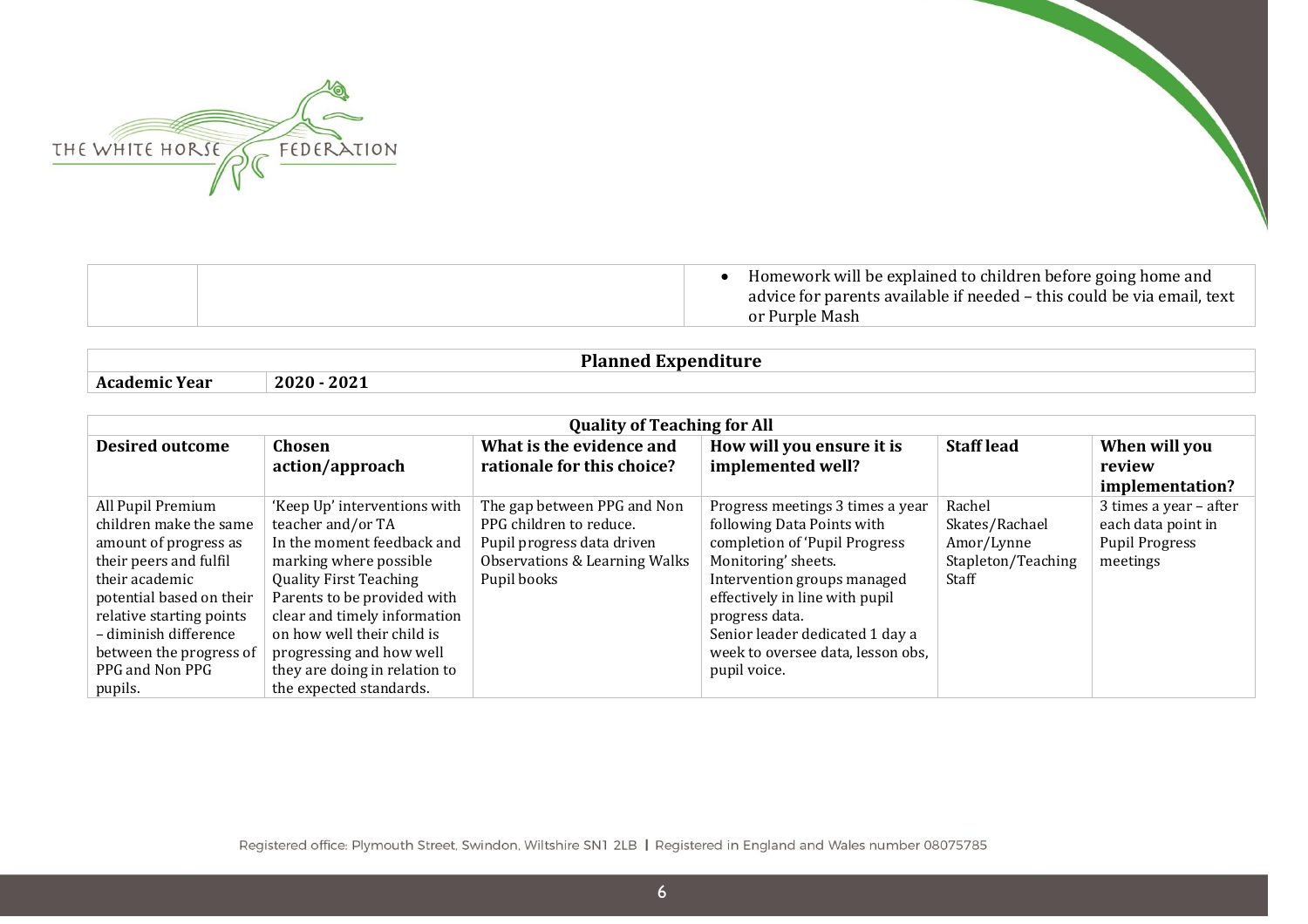| | | |
|---|---|---|
| | | • Homework will be explained to children before going home and advice for parents available if needed – this could be via email, text or Purple Mash |

| **Planned Expenditure** | |
|---|---|
| **Academic Year** | **2020 - 2021** |

| **Quality of Teaching for All** | | | | | |
|---|---|---|---|---|---|
| **Desired outcome** | **Chosen action/approach** | **What is the evidence and rationale for this choice?** | **How will you ensure it is implemented well?** | **Staff lead** | **When will you review implementation?** |
| All Pupil Premium children make the same amount of progress as their peers and fulfil their academic potential based on their relative starting points – diminish difference between the progress of PPG and Non PPG pupils. | 'Keep Up' interventions with teacher and/or TA<br>In the moment feedback and marking where possible<br>Quality First Teaching<br>Parents to be provided with clear and timely information on how well their child is progressing and how well they are doing in relation to the expected standards. | The gap between PPG and Non PPG children to reduce.<br>Pupil progress data driven<br>Observations & Learning Walks<br>Pupil books | Progress meetings 3 times a year following Data Points with completion of 'Pupil Progress Monitoring' sheets.<br>Intervention groups managed effectively in line with pupil progress data.<br>Senior leader dedicated 1 day a week to oversee data, lesson obs, pupil voice. | Rachel Skates/Rachael Amor/Lynne Stapleton/Teaching Staff | 3 times a year – after each data point in Pupil Progress meetings |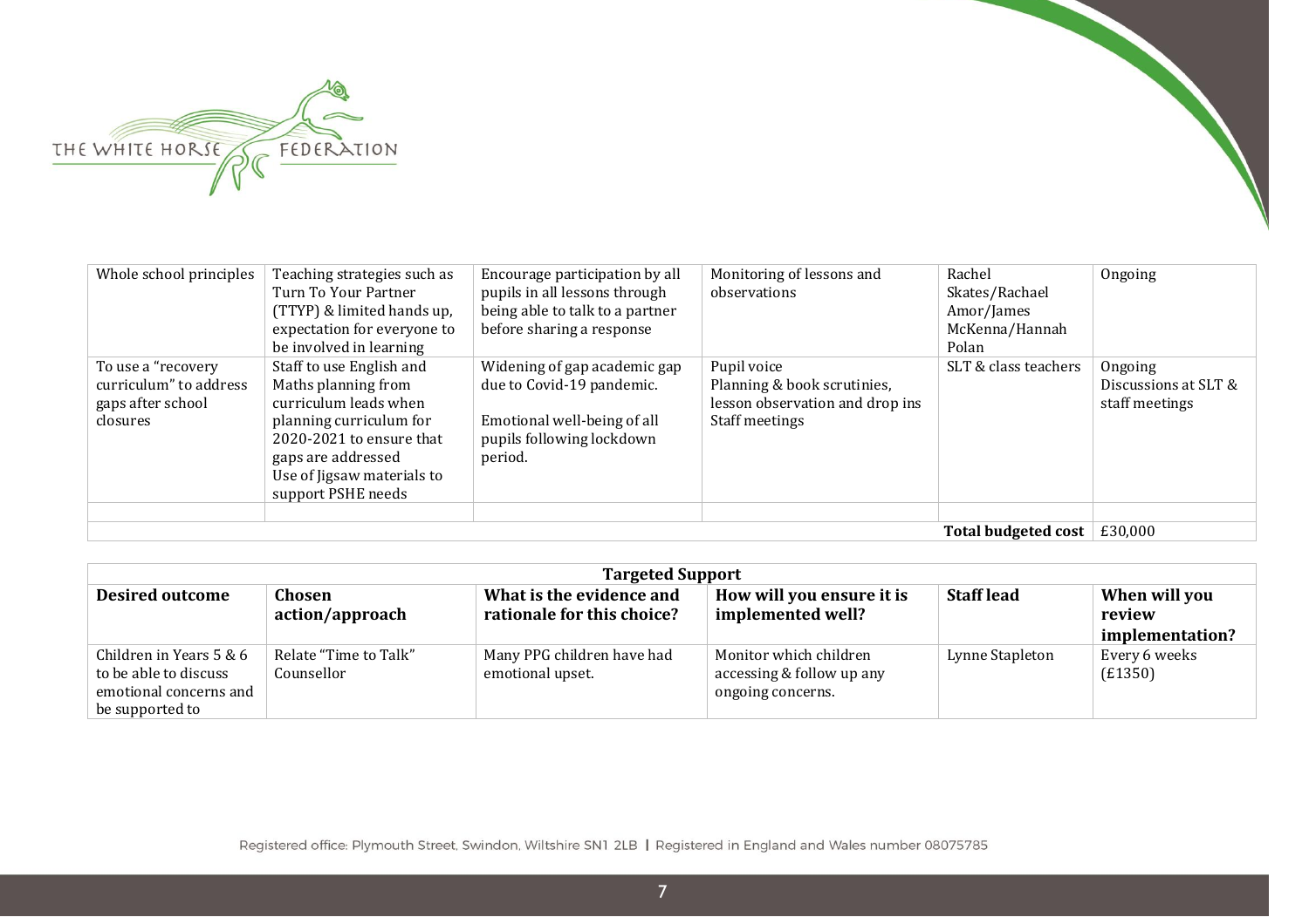| | | | | | |
|---|---|---|---|---|---|
| Whole school principles | Teaching strategies such as Turn To Your Partner (TTYP) & limited hands up, expectation for everyone to be involved in learning | Encourage participation by all pupils in all lessons through being able to talk to a partner before sharing a response | Monitoring of lessons and observations | Rachel Skates/Rachael Amor/James McKenna/Hannah Polan | Ongoing |
| To use a "recovery curriculum" to address gaps after school closures | Staff to use English and Maths planning from curriculum leads when planning curriculum for 2020-2021 to ensure that gaps are addressed<br>Use of Jigsaw materials to support PSHE needs | Widening of gap academic gap due to Covid-19 pandemic.<br><br>Emotional well-being of all pupils following lockdown period. | Pupil voice<br>Planning & book scrutinies, lesson observation and drop ins<br>Staff meetings | SLT & class teachers | Ongoing<br>Discussions at SLT & staff meetings |
| | | | | | |
| | | | | **Total budgeted cost** | £30,000 |

| **Targeted Support** | | | | | |
|---|---|---|---|---|---|
| **Desired outcome** | **Chosen action/approach** | **What is the evidence and rationale for this choice?** | **How will you ensure it is implemented well?** | **Staff lead** | **When will you review implementation?** |
| Children in Years 5 & 6 to be able to discuss emotional concerns and be supported to | Relate "Time to Talk" Counsellor | Many PPG children have had emotional upset. | Monitor which children accessing & follow up any ongoing concerns. | Lynne Stapleton | Every 6 weeks (£1350) |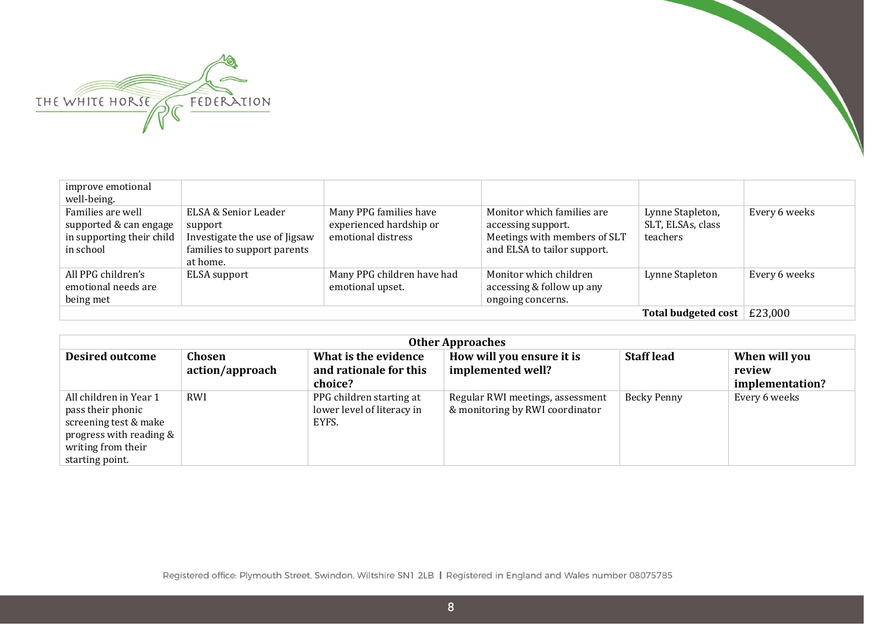| | | | | | |
|---|---|---|---|---|---|
| improve emotional well-being. | | | | | |
| Families are well supported & can engage in supporting their child in school | ELSA & Senior Leader support<br>Investigate the use of Jigsaw families to support parents at home. | Many PPG families have experienced hardship or emotional distress | Monitor which families are accessing support.<br>Meetings with members of SLT and ELSA to tailor support. | Lynne Stapleton, SLT, ELSAs, class teachers | Every 6 weeks |
| All PPG children's emotional needs are being met | ELSA support | Many PPG children have had emotional upset. | Monitor which children accessing & follow up any ongoing concerns. | Lynne Stapleton | Every 6 weeks |
| | | | | **Total budgeted cost** | £23,000 |

| **Other Approaches** | | | | | |
|---|---|---|---|---|---|
| **Desired outcome** | **Chosen action/approach** | **What is the evidence and rationale for this choice?** | **How will you ensure it is implemented well?** | **Staff lead** | **When will you review implementation?** |
| All children in Year 1 pass their phonic screening test & make progress with reading & writing from their starting point. | RWI | PPG children starting at lower level of literacy in EYFS. | Regular RWI meetings, assessment & monitoring by RWI coordinator | Becky Penny | Every 6 weeks |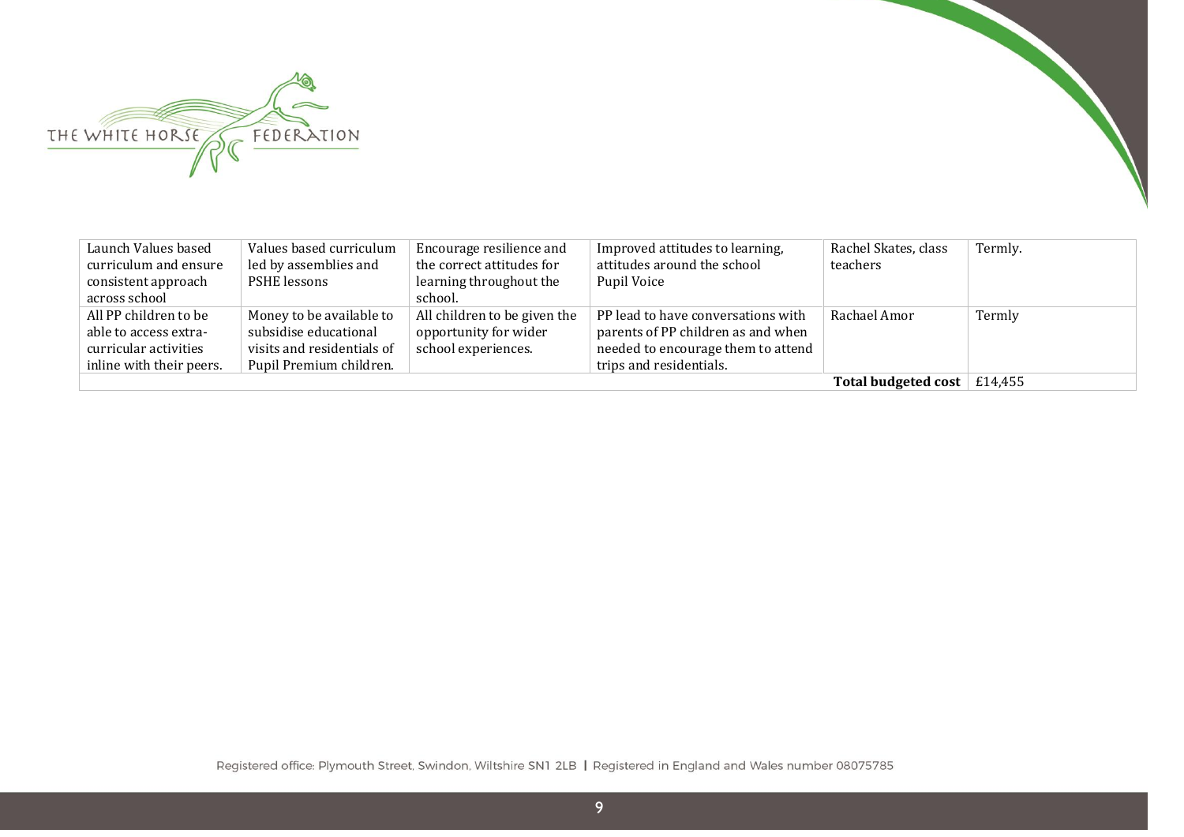| | | | | | |
|---|---|---|---|---|---|
| Launch Values based curriculum and ensure consistent approach across school | Values based curriculum led by assemblies and PSHE lessons | Encourage resilience and the correct attitudes for learning throughout the school. | Improved attitudes to learning, attitudes around the school Pupil Voice | Rachel Skates, class teachers | Termly. |
| All PP children to be able to access extra-curricular activities inline with their peers. | Money to be available to subsidise educational visits and residentials of Pupil Premium children. | All children to be given the opportunity for wider school experiences. | PP lead to have conversations with parents of PP children as and when needed to encourage them to attend trips and residentials. | Rachael Amor | Termly |
| | | | | **Total budgeted cost** | £14,455 |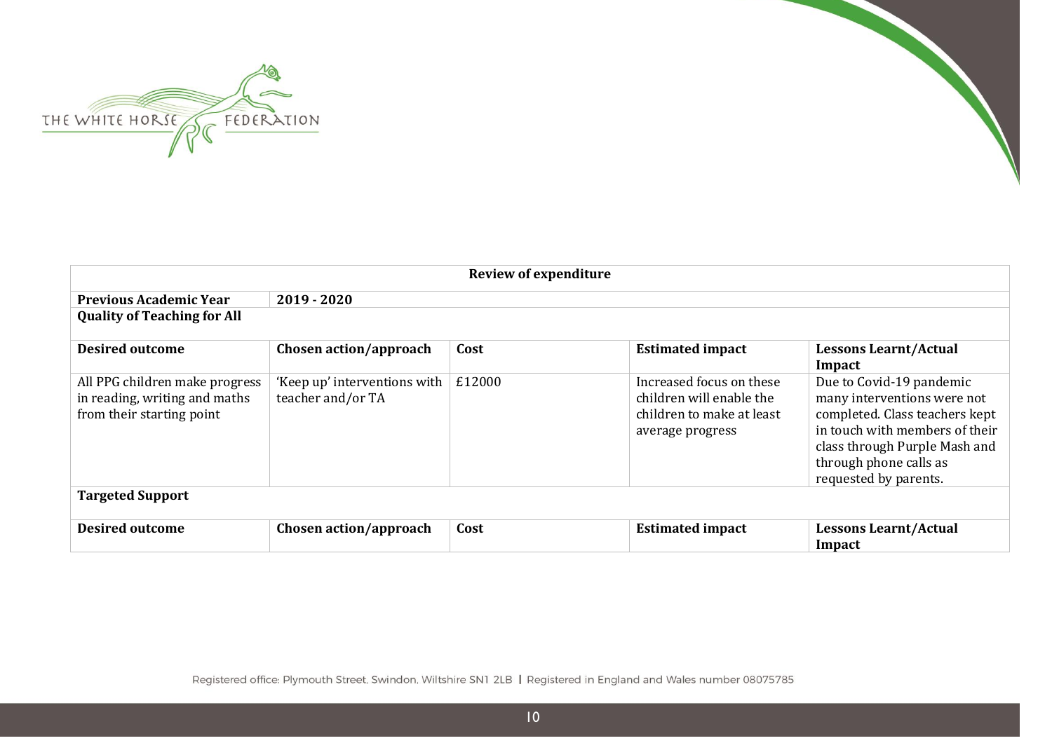| Review of expenditure | | | | |
|---|---|---|---|---|
| **Previous Academic Year** | **2019 - 2020** | | | |
| **Quality of Teaching for All** | | | | |
| **Desired outcome** | **Chosen action/approach** | **Cost** | **Estimated impact** | **Lessons Learnt/Actual Impact** |
| All PPG children make progress in reading, writing and maths from their starting point | 'Keep up' interventions with teacher and/or TA | £12000 | Increased focus on these children will enable the children to make at least average progress | Due to Covid-19 pandemic many interventions were not completed. Class teachers kept in touch with members of their class through Purple Mash and through phone calls as requested by parents. |
| **Targeted Support** | | | | |
| **Desired outcome** | **Chosen action/approach** | **Cost** | **Estimated impact** | **Lessons Learnt/Actual Impact** |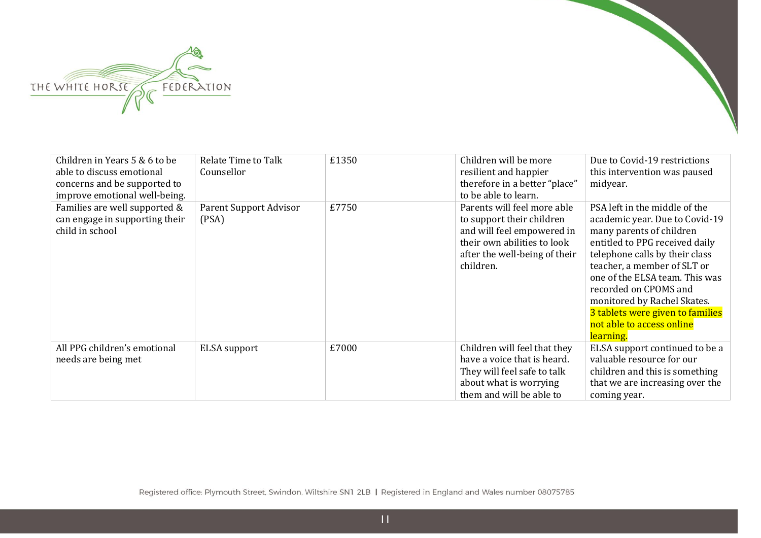| | | | | |
|---|---|---|---|---|
| Children in Years 5 & 6 to be able to discuss emotional concerns and be supported to improve emotional well-being. | Relate Time to Talk Counsellor | £1350 | Children will be more resilient and happier therefore in a better "place" to be able to learn. | Due to Covid-19 restrictions this intervention was paused midyear. |
| Families are well supported & can engage in supporting their child in school | Parent Support Advisor (PSA) | £7750 | Parents will feel more able to support their children and will feel empowered in their own abilities to look after the well-being of their children. | PSA left in the middle of the academic year. Due to Covid-19 many parents of children entitled to PPG received daily telephone calls by their class teacher, a member of SLT or one of the ELSA team. This was recorded on CPOMS and monitored by Rachel Skates. 3 tablets were given to families not able to access online learning. |
| All PPG children's emotional needs are being met | ELSA support | £7000 | Children will feel that they have a voice that is heard. They will feel safe to talk about what is worrying them and will be able to | ELSA support continued to be a valuable resource for our children and this is something that we are increasing over the coming year. |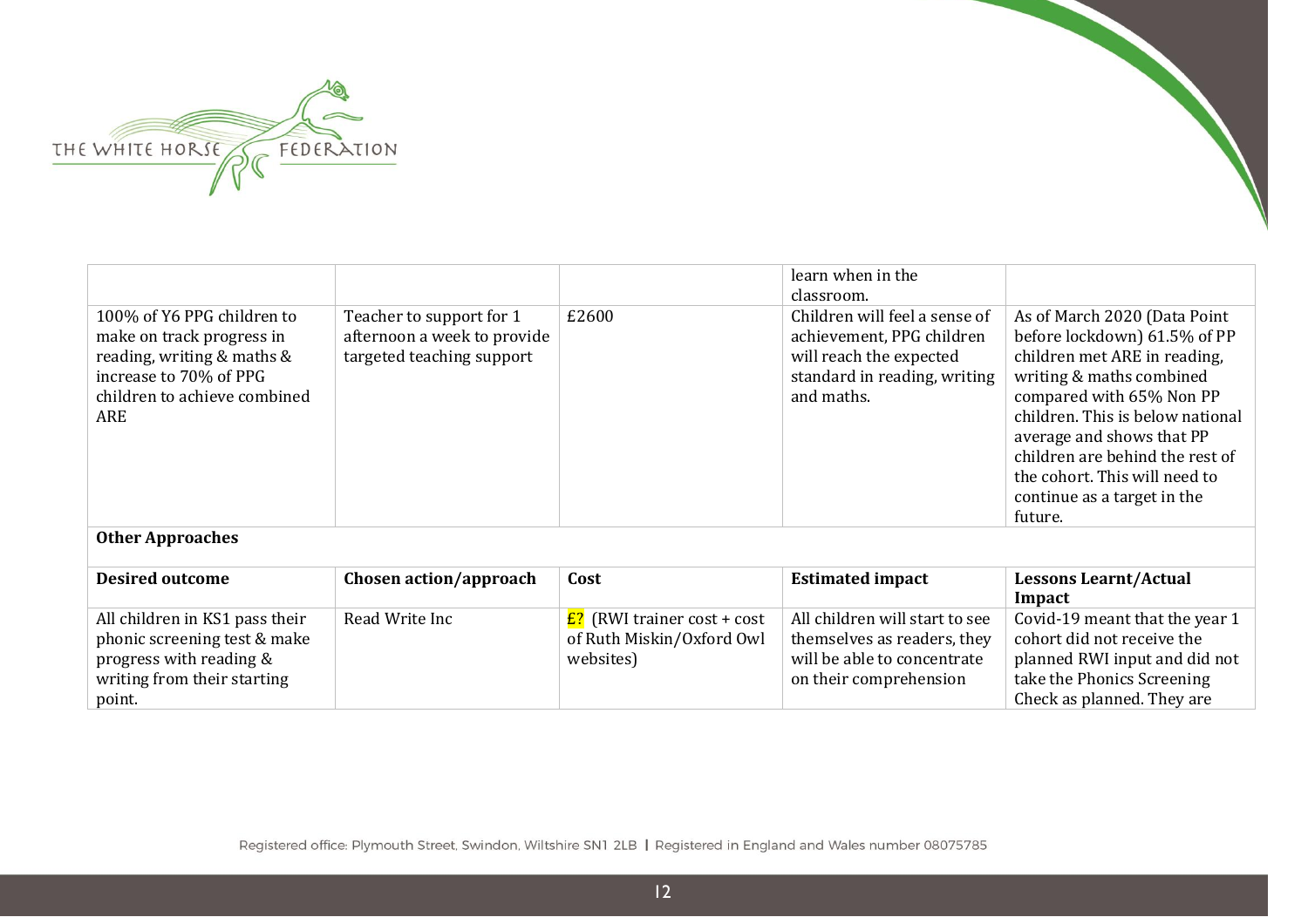| | | | | |
|---|---|---|---|---|
| | | | learn when in the classroom. | |
| 100% of Y6 PPG children to make on track progress in reading, writing & maths & increase to 70% of PPG children to achieve combined ARE | Teacher to support for 1 afternoon a week to provide targeted teaching support | £2600 | Children will feel a sense of achievement, PPG children will reach the expected standard in reading, writing and maths. | As of March 2020 (Data Point before lockdown) 61.5% of PP children met ARE in reading, writing & maths combined compared with 65% Non PP children. This is below national average and shows that PP children are behind the rest of the cohort. This will need to continue as a target in the future. |

**Other Approaches**

| Desired outcome | Chosen action/approach | Cost | Estimated impact | Lessons Learnt/Actual Impact |
|---|---|---|---|---|
| All children in KS1 pass their phonic screening test & make progress with reading & writing from their starting point. | Read Write Inc | £? (RWI trainer cost + cost of Ruth Miskin/Oxford Owl websites) | All children will start to see themselves as readers, they will be able to concentrate on their comprehension | Covid-19 meant that the year 1 cohort did not receive the planned RWI input and did not take the Phonics Screening Check as planned. They are |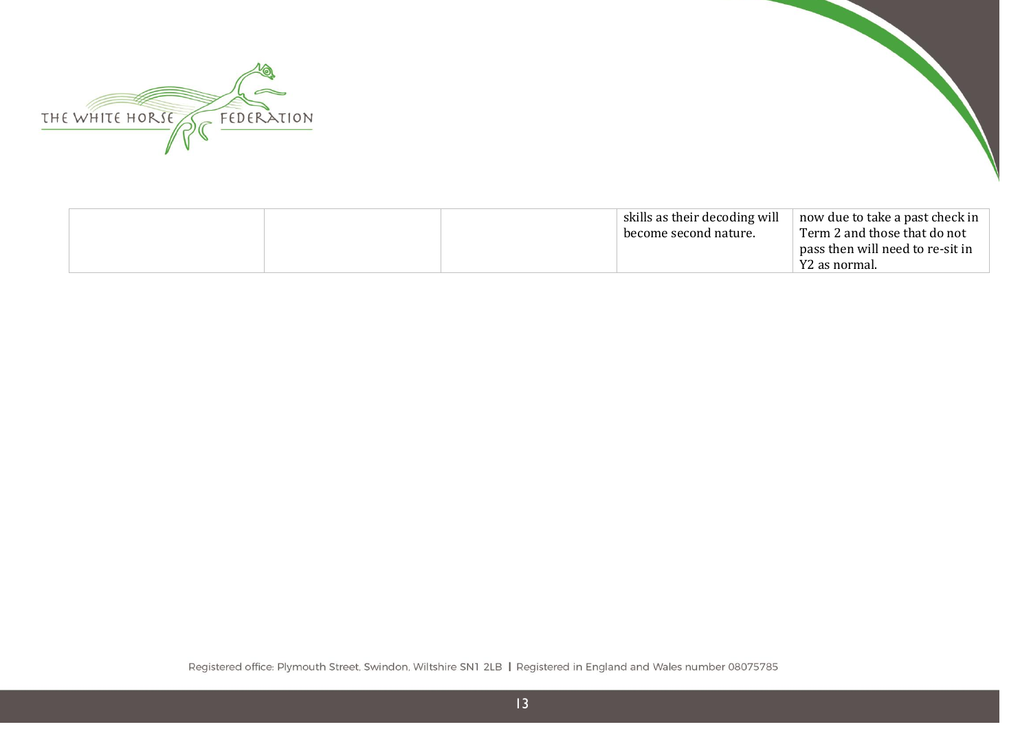| | | | | |
|---|---|---|---|---|
| | | | skills as their decoding will become second nature. | now due to take a past check in Term 2 and those that do not pass then will need to re-sit in Y2 as normal. |